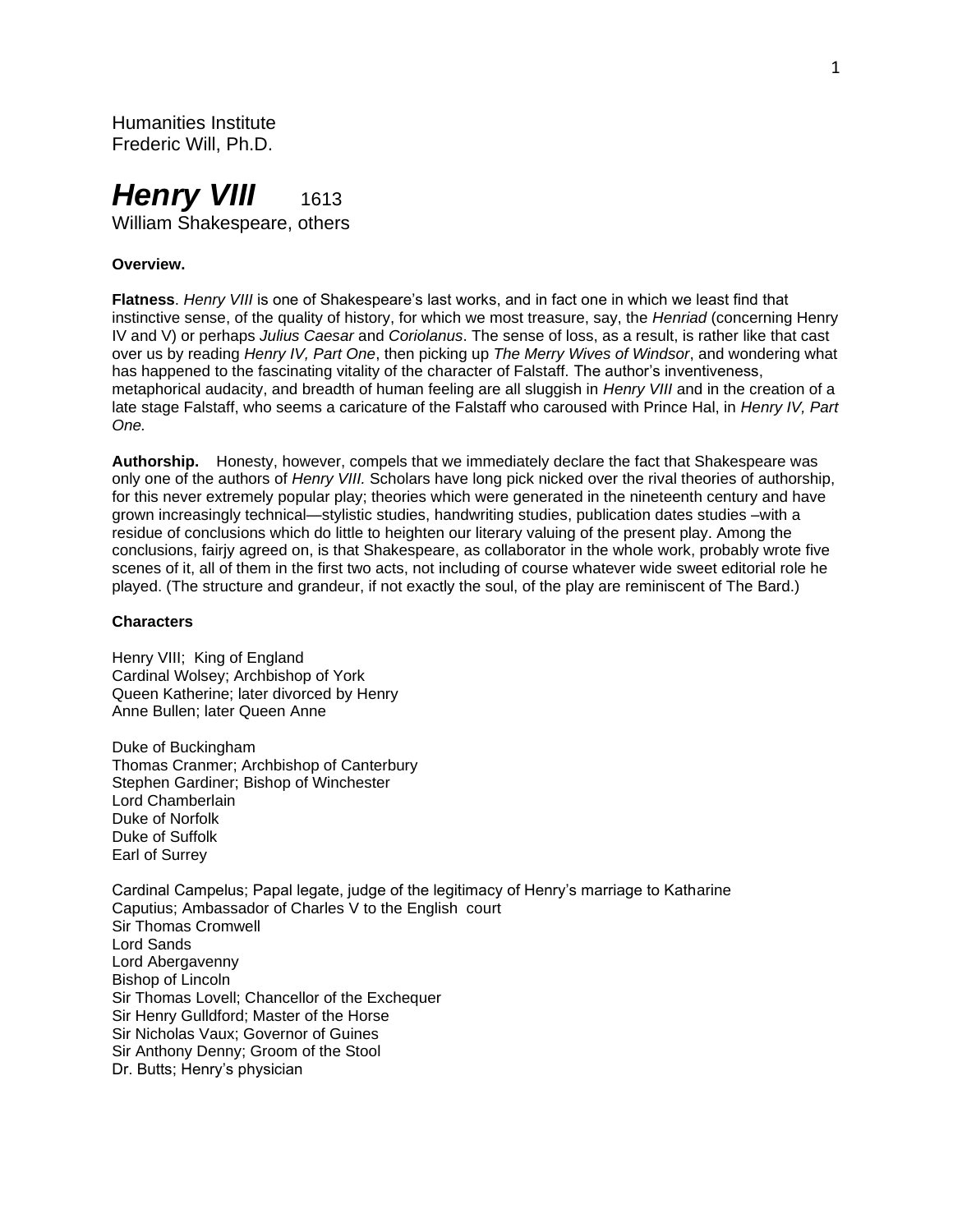Humanities Institute
Frederic Will, Ph.D.

# *Henry VIII* 1613

William Shakespeare, others

**Overview.**

**Flatness**. *Henry VIII* is one of Shakespeare's last works, and in fact one in which we least find that instinctive sense, of the quality of history, for which we most treasure, say, the *Henriad* (concerning Henry IV and V) or perhaps *Julius Caesar* and *Coriolanus*. The sense of loss, as a result, is rather like that cast over us by reading *Henry IV, Part One*, then picking up *The Merry Wives of Windsor*, and wondering what has happened to the fascinating vitality of the character of Falstaff. The author's inventiveness, metaphorical audacity, and breadth of human feeling are all sluggish in *Henry VIII* and in the creation of a late stage Falstaff, who seems a caricature of the Falstaff who caroused with Prince Hal, in *Henry IV, Part One.*

**Authorship.** Honesty, however, compels that we immediately declare the fact that Shakespeare was only one of the authors of *Henry VIII.* Scholars have long pick nicked over the rival theories of authorship, for this never extremely popular play; theories which were generated in the nineteenth century and have grown increasingly technical—stylistic studies, handwriting studies, publication dates studies –with a residue of conclusions which do little to heighten our literary valuing of the present play. Among the conclusions, fairjy agreed on, is that Shakespeare, as collaborator in the whole work, probably wrote five scenes of it, all of them in the first two acts, not including of course whatever wide sweet editorial role he played. (The structure and grandeur, if not exactly the soul, of the play are reminiscent of The Bard.)

**Characters**

Henry VIII; King of England
Cardinal Wolsey; Archbishop of York
Queen Katherine; later divorced by Henry
Anne Bullen; later Queen Anne

Duke of Buckingham
Thomas Cranmer; Archbishop of Canterbury
Stephen Gardiner; Bishop of Winchester
Lord Chamberlain
Duke of Norfolk
Duke of Suffolk
Earl of Surrey

Cardinal Campelus; Papal legate, judge of the legitimacy of Henry's marriage to Katharine
Caputius; Ambassador of Charles V to the English court
Sir Thomas Cromwell
Lord Sands
Lord Abergavenny
Bishop of Lincoln
Sir Thomas Lovell; Chancellor of the Exchequer
Sir Henry Gulldford; Master of the Horse
Sir Nicholas Vaux; Governor of Guines
Sir Anthony Denny; Groom of the Stool
Dr. Butts; Henry's physician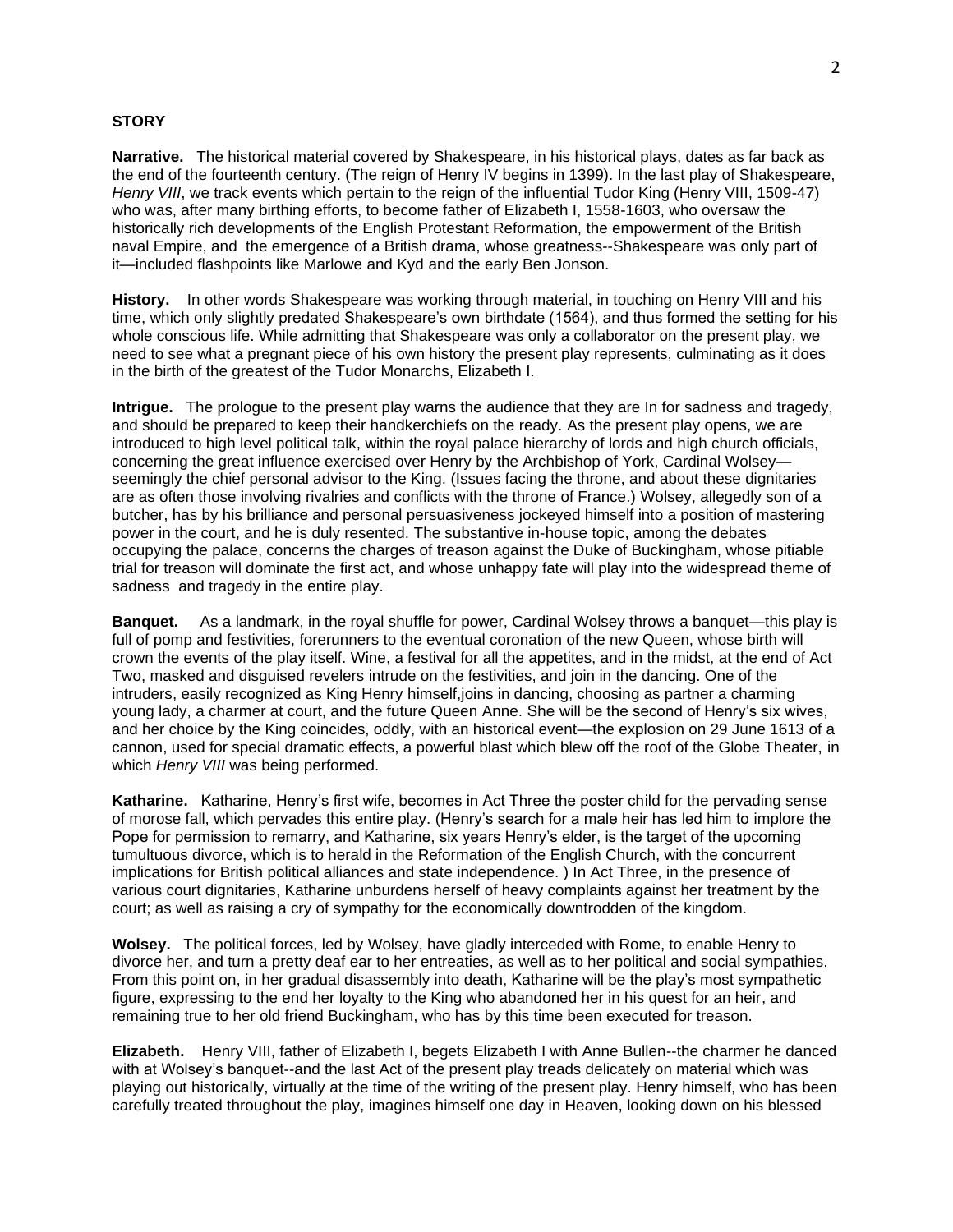**STORY**

**Narrative.** The historical material covered by Shakespeare, in his historical plays, dates as far back as the end of the fourteenth century. (The reign of Henry IV begins in 1399). In the last play of Shakespeare, *Henry VIII*, we track events which pertain to the reign of the influential Tudor King (Henry VIII, 1509-47) who was, after many birthing efforts, to become father of Elizabeth I, 1558-1603, who oversaw the historically rich developments of the English Protestant Reformation, the empowerment of the British naval Empire, and the emergence of a British drama, whose greatness--Shakespeare was only part of it—included flashpoints like Marlowe and Kyd and the early Ben Jonson.

**History.** In other words Shakespeare was working through material, in touching on Henry VIII and his time, which only slightly predated Shakespeare's own birthdate (1564), and thus formed the setting for his whole conscious life. While admitting that Shakespeare was only a collaborator on the present play, we need to see what a pregnant piece of his own history the present play represents, culminating as it does in the birth of the greatest of the Tudor Monarchs, Elizabeth I.

**Intrigue.** The prologue to the present play warns the audience that they are In for sadness and tragedy, and should be prepared to keep their handkerchiefs on the ready. As the present play opens, we are introduced to high level political talk, within the royal palace hierarchy of lords and high church officials, concerning the great influence exercised over Henry by the Archbishop of York, Cardinal Wolsey—seemingly the chief personal advisor to the King. (Issues facing the throne, and about these dignitaries are as often those involving rivalries and conflicts with the throne of France.) Wolsey, allegedly son of a butcher, has by his brilliance and personal persuasiveness jockeyed himself into a position of mastering power in the court, and he is duly resented. The substantive in-house topic, among the debates occupying the palace, concerns the charges of treason against the Duke of Buckingham, whose pitiable trial for treason will dominate the first act, and whose unhappy fate will play into the widespread theme of sadness and tragedy in the entire play.

**Banquet.** As a landmark, in the royal shuffle for power, Cardinal Wolsey throws a banquet—this play is full of pomp and festivities, forerunners to the eventual coronation of the new Queen, whose birth will crown the events of the play itself. Wine, a festival for all the appetites, and in the midst, at the end of Act Two, masked and disguised revelers intrude on the festivities, and join in the dancing. One of the intruders, easily recognized as King Henry himself,joins in dancing, choosing as partner a charming young lady, a charmer at court, and the future Queen Anne. She will be the second of Henry's six wives, and her choice by the King coincides, oddly, with an historical event—the explosion on 29 June 1613 of a cannon, used for special dramatic effects, a powerful blast which blew off the roof of the Globe Theater, in which *Henry VIII* was being performed.

**Katharine.** Katharine, Henry's first wife, becomes in Act Three the poster child for the pervading sense of morose fall, which pervades this entire play. (Henry's search for a male heir has led him to implore the Pope for permission to remarry, and Katharine, six years Henry's elder, is the target of the upcoming tumultuous divorce, which is to herald in the Reformation of the English Church, with the concurrent implications for British political alliances and state independence. ) In Act Three, in the presence of various court dignitaries, Katharine unburdens herself of heavy complaints against her treatment by the court; as well as raising a cry of sympathy for the economically downtrodden of the kingdom.

**Wolsey.** The political forces, led by Wolsey, have gladly interceded with Rome, to enable Henry to divorce her, and turn a pretty deaf ear to her entreaties, as well as to her political and social sympathies. From this point on, in her gradual disassembly into death, Katharine will be the play's most sympathetic figure, expressing to the end her loyalty to the King who abandoned her in his quest for an heir, and remaining true to her old friend Buckingham, who has by this time been executed for treason.

**Elizabeth.** Henry VIII, father of Elizabeth I, begets Elizabeth I with Anne Bullen--the charmer he danced with at Wolsey's banquet--and the last Act of the present play treads delicately on material which was playing out historically, virtually at the time of the writing of the present play. Henry himself, who has been carefully treated throughout the play, imagines himself one day in Heaven, looking down on his blessed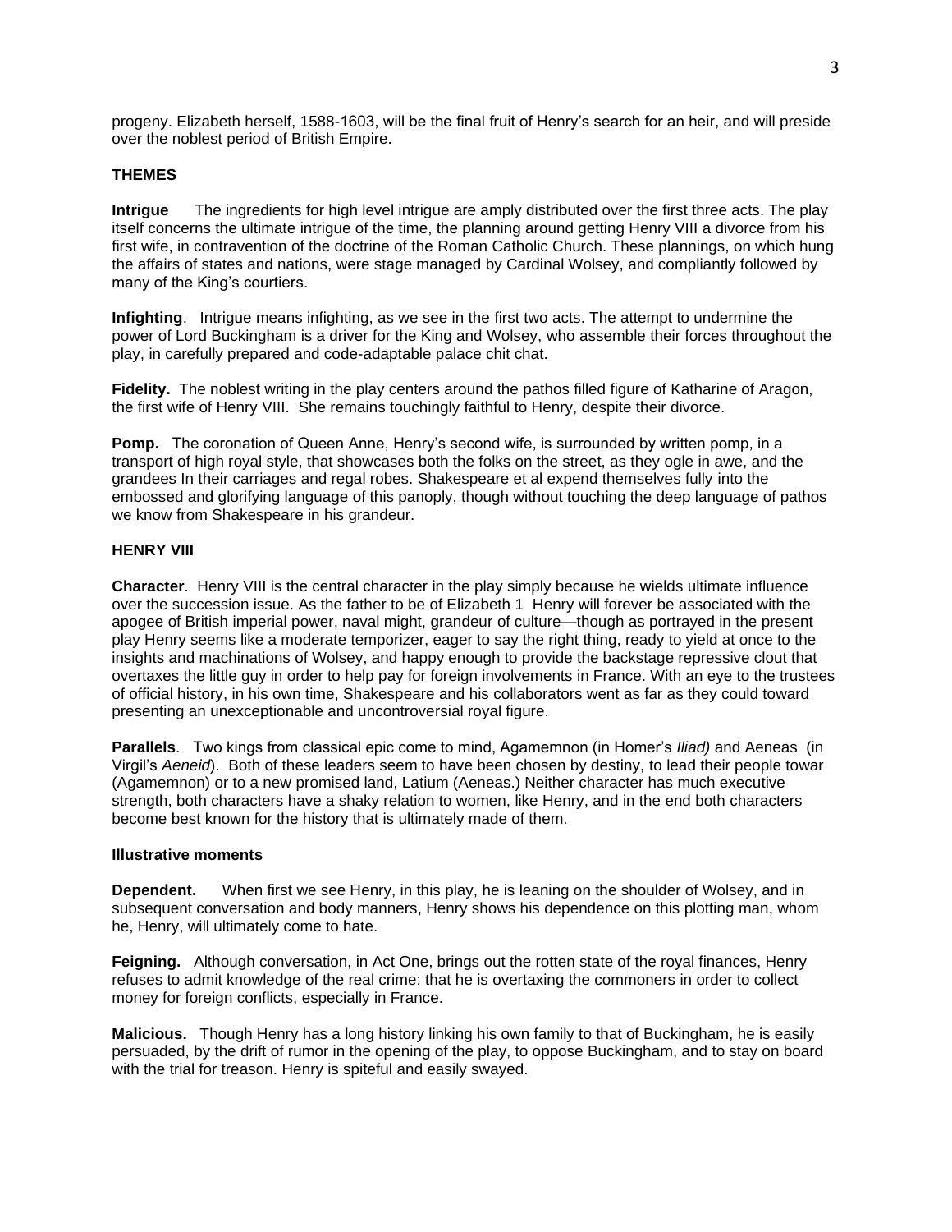progeny. Elizabeth herself, 1588-1603, will be the final fruit of Henry's search for an heir, and will preside over the noblest period of British Empire.

**THEMES**

**Intrigue** The ingredients for high level intrigue are amply distributed over the first three acts. The play itself concerns the ultimate intrigue of the time, the planning around getting Henry VIII a divorce from his first wife, in contravention of the doctrine of the Roman Catholic Church. These plannings, on which hung the affairs of states and nations, were stage managed by Cardinal Wolsey, and compliantly followed by many of the King's courtiers.

**Infighting**. Intrigue means infighting, as we see in the first two acts. The attempt to undermine the power of Lord Buckingham is a driver for the King and Wolsey, who assemble their forces throughout the play, in carefully prepared and code-adaptable palace chit chat.

**Fidelity.** The noblest writing in the play centers around the pathos filled figure of Katharine of Aragon, the first wife of Henry VIII. She remains touchingly faithful to Henry, despite their divorce.

**Pomp.** The coronation of Queen Anne, Henry's second wife, is surrounded by written pomp, in a transport of high royal style, that showcases both the folks on the street, as they ogle in awe, and the grandees In their carriages and regal robes. Shakespeare et al expend themselves fully into the embossed and glorifying language of this panoply, though without touching the deep language of pathos we know from Shakespeare in his grandeur.

**HENRY VIII**

**Character**. Henry VIII is the central character in the play simply because he wields ultimate influence over the succession issue. As the father to be of Elizabeth 1 Henry will forever be associated with the apogee of British imperial power, naval might, grandeur of culture—though as portrayed in the present play Henry seems like a moderate temporizer, eager to say the right thing, ready to yield at once to the insights and machinations of Wolsey, and happy enough to provide the backstage repressive clout that overtaxes the little guy in order to help pay for foreign involvements in France. With an eye to the trustees of official history, in his own time, Shakespeare and his collaborators went as far as they could toward presenting an unexceptionable and uncontroversial royal figure.

**Parallels**. Two kings from classical epic come to mind, Agamemnon (in Homer's *Iliad)* and Aeneas (in Virgil's *Aeneid*). Both of these leaders seem to have been chosen by destiny, to lead their people towar (Agamemnon) or to a new promised land, Latium (Aeneas.) Neither character has much executive strength, both characters have a shaky relation to women, like Henry, and in the end both characters become best known for the history that is ultimately made of them.

**Illustrative moments**

**Dependent.** When first we see Henry, in this play, he is leaning on the shoulder of Wolsey, and in subsequent conversation and body manners, Henry shows his dependence on this plotting man, whom he, Henry, will ultimately come to hate.

**Feigning.** Although conversation, in Act One, brings out the rotten state of the royal finances, Henry refuses to admit knowledge of the real crime: that he is overtaxing the commoners in order to collect money for foreign conflicts, especially in France.

**Malicious.** Though Henry has a long history linking his own family to that of Buckingham, he is easily persuaded, by the drift of rumor in the opening of the play, to oppose Buckingham, and to stay on board with the trial for treason. Henry is spiteful and easily swayed.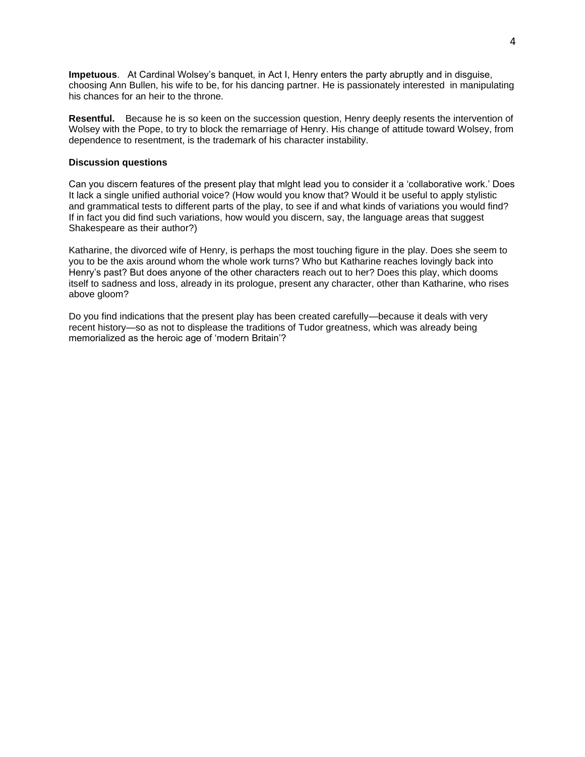**Impetuous**. At Cardinal Wolsey's banquet, in Act I, Henry enters the party abruptly and in disguise, choosing Ann Bullen, his wife to be, for his dancing partner. He is passionately interested in manipulating his chances for an heir to the throne.

**Resentful.** Because he is so keen on the succession question, Henry deeply resents the intervention of Wolsey with the Pope, to try to block the remarriage of Henry. His change of attitude toward Wolsey, from dependence to resentment, is the trademark of his character instability.

**Discussion questions**

Can you discern features of the present play that mlght lead you to consider it a 'collaborative work.' Does It lack a single unified authorial voice? (How would you know that? Would it be useful to apply stylistic and grammatical tests to different parts of the play, to see if and what kinds of variations you would find? If in fact you did find such variations, how would you discern, say, the language areas that suggest Shakespeare as their author?)

Katharine, the divorced wife of Henry, is perhaps the most touching figure in the play. Does she seem to you to be the axis around whom the whole work turns? Who but Katharine reaches lovingly back into Henry's past? But does anyone of the other characters reach out to her? Does this play, which dooms itself to sadness and loss, already in its prologue, present any character, other than Katharine, who rises above gloom?

Do you find indications that the present play has been created carefully—because it deals with very recent history—so as not to displease the traditions of Tudor greatness, which was already being memorialized as the heroic age of 'modern Britain'?